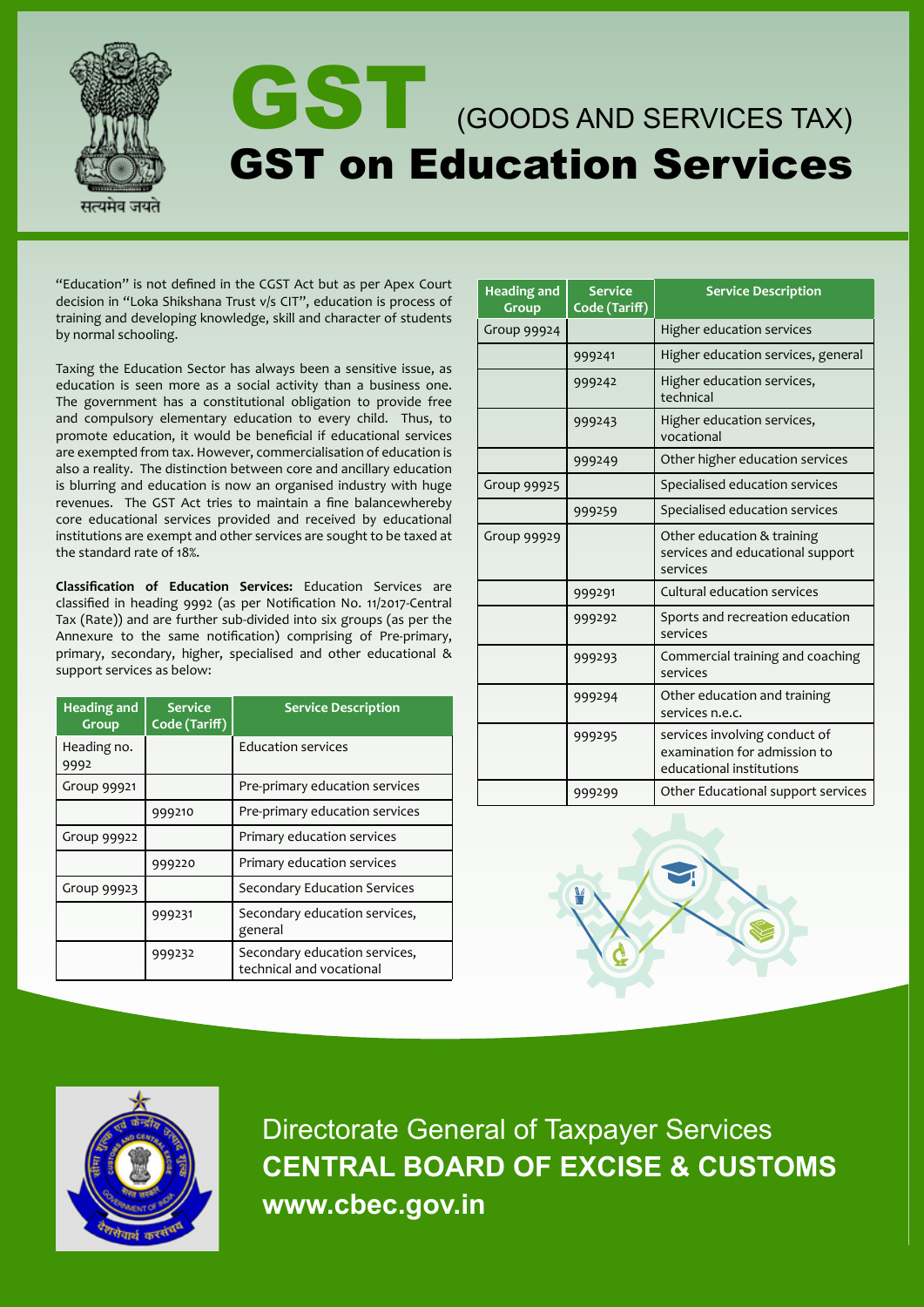सत्यमेव जयते

# GST (GOODS AND SERVICES TAX)

# GST on Education Services

"Education" is not defined in the CGST Act but as per Apex Court decision in "Loka Shikshana Trust v/s CIT", education is process of training and developing knowledge, skill and character of students by normal schooling.

Taxing the Education Sector has always been a sensitive issue, as education is seen more as a social activity than a business one. The government has a constitutional obligation to provide free and compulsory elementary education to every child. Thus, to promote education, it would be beneficial if educational services are exempted from tax. However, commercialisation of education is also a reality. The distinction between core and ancillary education is blurring and education is now an organised industry with huge revenues. The GST Act tries to maintain a fine balancewhereby core educational services provided and received by educational institutions are exempt and other services are sought to be taxed at the standard rate of 18%.

**Classification of Education Services:** Education Services are classified in heading 9992 (as per Notification No. 11/2017-Central Tax (Rate)) and are further sub-divided into six groups (as per the Annexure to the same notification) comprising of Pre-primary, primary, secondary, higher, specialised and other educational & support services as below:

| Heading and Group | Service Code (Tariff) | Service Description |
|---|---|---|
| Heading no. 9992 | | Education services |
| Group 99921 | | Pre-primary education services |
| | 999210 | Pre-primary education services |
| Group 99922 | | Primary education services |
| | 999220 | Primary education services |
| Group 99923 | | Secondary Education Services |
| | 999231 | Secondary education services, general |
| | 999232 | Secondary education services, technical and vocational |
| Group 99924 | | Higher education services |
| | 999241 | Higher education services, general |
| | 999242 | Higher education services, technical |
| | 999243 | Higher education services, vocational |
| | 999249 | Other higher education services |
| Group 99925 | | Specialised education services |
| | 999259 | Specialised education services |
| Group 99929 | | Other education & training services and educational support services |
| | 999291 | Cultural education services |
| | 999292 | Sports and recreation education services |
| | 999293 | Commercial training and coaching services |
| | 999294 | Other education and training services n.e.c. |
| | 999295 | services involving conduct of examination for admission to educational institutions |
| | 999299 | Other Educational support services |

Directorate General of Taxpayer Services

**CENTRAL BOARD OF EXCISE & CUSTOMS**

**www.cbec.gov.in**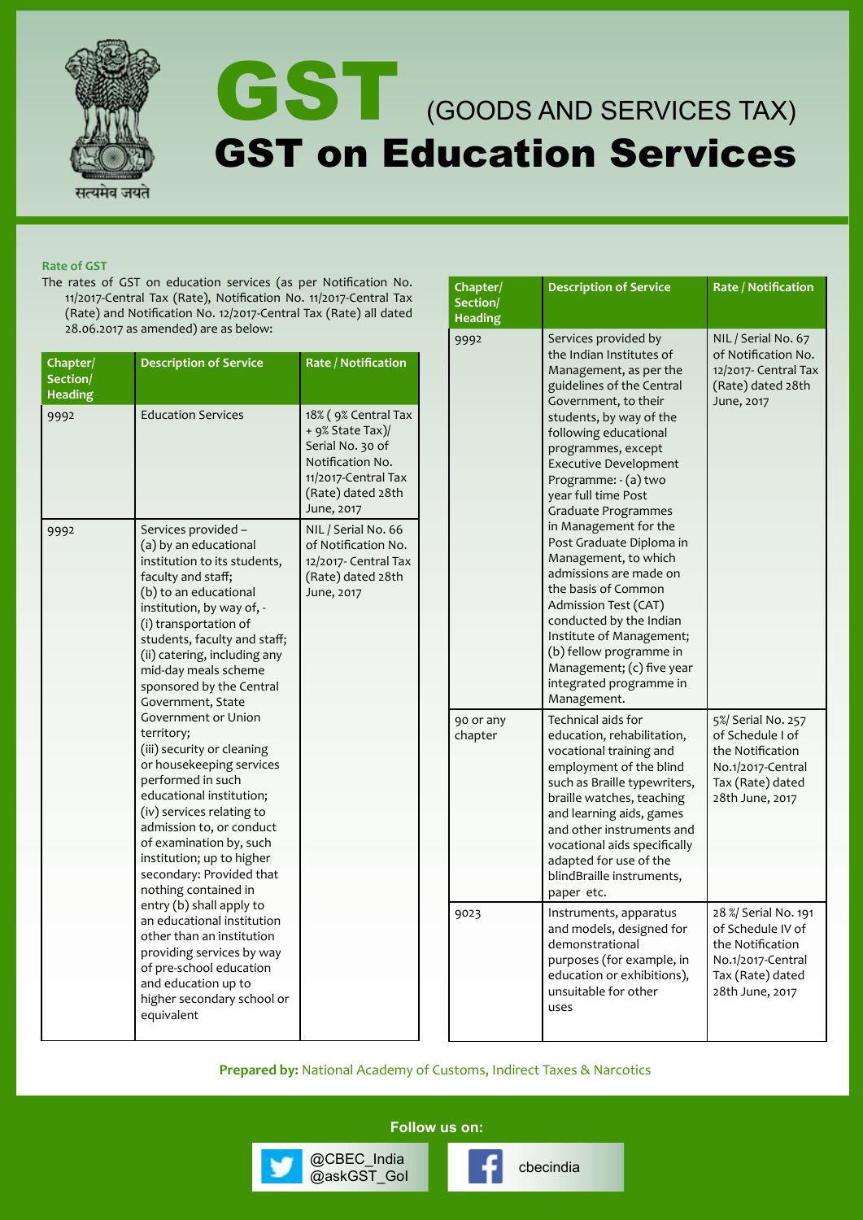# GST (GOODS AND SERVICES TAX)

# GST on Education Services

### Rate of GST

The rates of GST on education services (as per Notification No. 11/2017-Central Tax (Rate), Notification No. 11/2017-Central Tax (Rate) and Notification No. 12/2017-Central Tax (Rate) all dated 28.06.2017 as amended) are as below:

| Chapter/ Section/ Heading | Description of Service | Rate / Notification |
|---|---|---|
| 9992 | Education Services | 18% ( 9% Central Tax + 9% State Tax)/ Serial No. 30 of Notification No. 11/2017-Central Tax (Rate) dated 28th June, 2017 |
| 9992 | Services provided – (a) by an educational institution to its students, faculty and staff; (b) to an educational institution, by way of, - (i) transportation of students, faculty and staff; (ii) catering, including any mid-day meals scheme sponsored by the Central Government, State Government or Union territory; (iii) security or cleaning or housekeeping services performed in such educational institution; (iv) services relating to admission to, or conduct of examination by, such institution; up to higher secondary: Provided that nothing contained in entry (b) shall apply to an educational institution other than an institution providing services by way of pre-school education and education up to higher secondary school or equivalent | NIL / Serial No. 66 of Notification No. 12/2017- Central Tax (Rate) dated 28th June, 2017 |
| 9992 | Services provided by the Indian Institutes of Management, as per the guidelines of the Central Government, to their students, by way of the following educational programmes, except Executive Development Programme: - (a) two year full time Post Graduate Programmes in Management for the Post Graduate Diploma in Management, to which admissions are made on the basis of Common Admission Test (CAT) conducted by the Indian Institute of Management; (b) fellow programme in Management; (c) five year integrated programme in Management. | NIL / Serial No. 67 of Notification No. 12/2017- Central Tax (Rate) dated 28th June, 2017 |
| 90 or any chapter | Technical aids for education, rehabilitation, vocational training and employment of the blind such as Braille typewriters, braille watches, teaching and learning aids, games and other instruments and vocational aids specifically adapted for use of the blindBraille instruments, paper etc. | 5%/ Serial No. 257 of Schedule I of the Notification No.1/2017-Central Tax (Rate) dated 28th June, 2017 |
| 9023 | Instruments, apparatus and models, designed for demonstrational purposes (for example, in education or exhibitions), unsuitable for other uses | 28 %/ Serial No. 191 of Schedule IV of the Notification No.1/2017-Central Tax (Rate) dated 28th June, 2017 |

**Prepared by:** National Academy of Customs, Indirect Taxes & Narcotics

**Follow us on:**

@CBEC_India
@askGST_GoI

cbecindia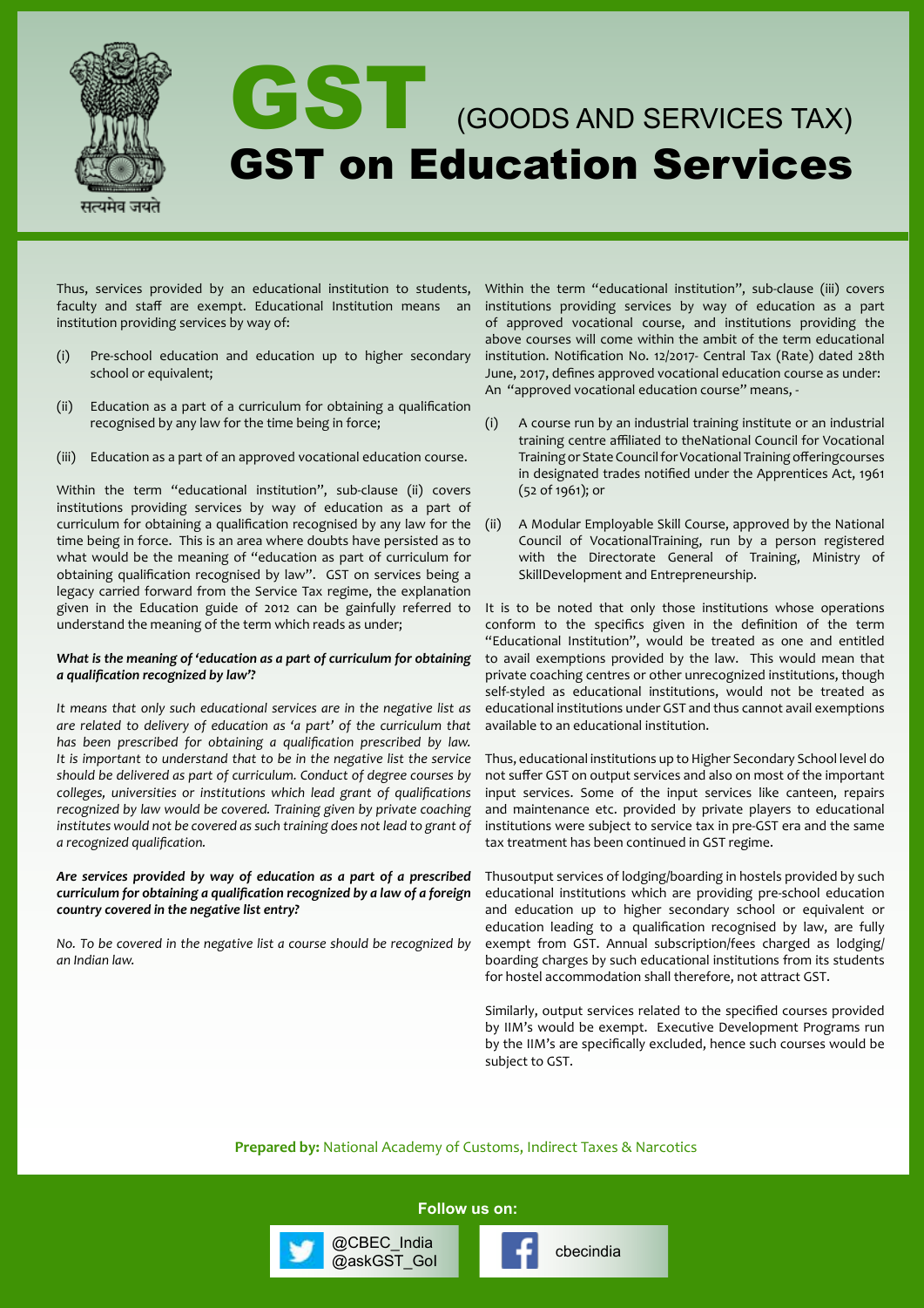# GST (GOODS AND SERVICES TAX)

# GST on Education Services

Thus, services provided by an educational institution to students, faculty and staff are exempt. Educational Institution means an institution providing services by way of:

(i) Pre-school education and education up to higher secondary school or equivalent;

(ii) Education as a part of a curriculum for obtaining a qualification recognised by any law for the time being in force;

(iii) Education as a part of an approved vocational education course.

Within the term "educational institution", sub-clause (ii) covers institutions providing services by way of education as a part of curriculum for obtaining a qualification recognised by any law for the time being in force. This is an area where doubts have persisted as to what would be the meaning of "education as part of curriculum for obtaining qualification recognised by law". GST on services being a legacy carried forward from the Service Tax regime, the explanation given in the Education guide of 2012 can be gainfully referred to understand the meaning of the term which reads as under;

***What is the meaning of 'education as a part of curriculum for obtaining a qualification recognized by law'?***

*It means that only such educational services are in the negative list as are related to delivery of education as 'a part' of the curriculum that has been prescribed for obtaining a qualification prescribed by law. It is important to understand that to be in the negative list the service should be delivered as part of curriculum. Conduct of degree courses by colleges, universities or institutions which lead grant of qualifications recognized by law would be covered. Training given by private coaching institutes would not be covered as such training does not lead to grant of a recognized qualification.*

***Are services provided by way of education as a part of a prescribed curriculum for obtaining a qualification recognized by a law of a foreign country covered in the negative list entry?***

*No. To be covered in the negative list a course should be recognized by an Indian law.*

Within the term "educational institution", sub-clause (iii) covers institutions providing services by way of education as a part of approved vocational course, and institutions providing the above courses will come within the ambit of the term educational institution. Notification No. 12/2017- Central Tax (Rate) dated 28th June, 2017, defines approved vocational education course as under: An "approved vocational education course" means, -

(i) A course run by an industrial training institute or an industrial training centre affiliated to theNational Council for Vocational Training or State Council for Vocational Training offeringcourses in designated trades notified under the Apprentices Act, 1961 (52 of 1961); or

(ii) A Modular Employable Skill Course, approved by the National Council of VocationalTraining, run by a person registered with the Directorate General of Training, Ministry of SkillDevelopment and Entrepreneurship.

It is to be noted that only those institutions whose operations conform to the specifics given in the definition of the term "Educational Institution", would be treated as one and entitled to avail exemptions provided by the law. This would mean that private coaching centres or other unrecognized institutions, though self-styled as educational institutions, would not be treated as educational institutions under GST and thus cannot avail exemptions available to an educational institution.

Thus, educational institutions up to Higher Secondary School level do not suffer GST on output services and also on most of the important input services. Some of the input services like canteen, repairs and maintenance etc. provided by private players to educational institutions were subject to service tax in pre-GST era and the same tax treatment has been continued in GST regime.

Thusoutput services of lodging/boarding in hostels provided by such educational institutions which are providing pre-school education and education up to higher secondary school or equivalent or education leading to a qualification recognised by law, are fully exempt from GST. Annual subscription/fees charged as lodging/ boarding charges by such educational institutions from its students for hostel accommodation shall therefore, not attract GST.

Similarly, output services related to the specified courses provided by IIM's would be exempt. Executive Development Programs run by the IIM's are specifically excluded, hence such courses would be subject to GST.

**Prepared by:** National Academy of Customs, Indirect Taxes & Narcotics

**Follow us on:**

@CBEC_India
@askGST_GoI

cbecindia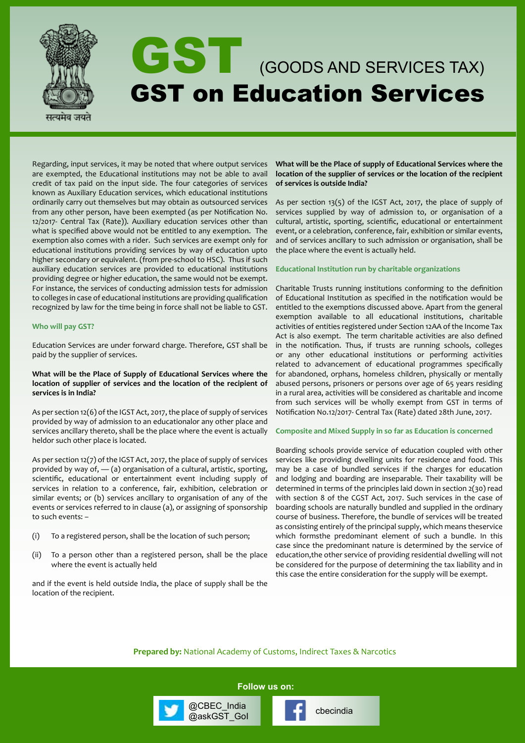# GST (GOODS AND SERVICES TAX)

# GST on Education Services

Regarding, input services, it may be noted that where output services are exempted, the Educational institutions may not be able to avail credit of tax paid on the input side. The four categories of services known as Auxiliary Education services, which educational institutions ordinarily carry out themselves but may obtain as outsourced services from any other person, have been exempted (as per Notification No. 12/2017- Central Tax (Rate)). Auxiliary education services other than what is specified above would not be entitled to any exemption. The exemption also comes with a rider. Such services are exempt only for educational institutions providing services by way of education upto higher secondary or equivalent. (from pre-school to HSC). Thus if such auxiliary education services are provided to educational institutions providing degree or higher education, the same would not be exempt. For instance, the services of conducting admission tests for admission to colleges in case of educational institutions are providing qualification recognized by law for the time being in force shall not be liable to GST.

### Who will pay GST?

Education Services are under forward charge. Therefore, GST shall be paid by the supplier of services.

**What will be the Place of Supply of Educational Services where the location of supplier of services and the location of the recipient of services is in India?**

As per section 12(6) of the IGST Act, 2017, the place of supply of services provided by way of admission to an educationalor any other place and services ancillary thereto, shall be the place where the event is actually heldor such other place is located.

As per section 12(7) of the IGST Act, 2017, the place of supply of services provided by way of, — (a) organisation of a cultural, artistic, sporting, scientific, educational or entertainment event including supply of services in relation to a conference, fair, exhibition, celebration or similar events; or (b) services ancillary to organisation of any of the events or services referred to in clause (a), or assigning of sponsorship to such events: –

(i) To a registered person, shall be the location of such person;

(ii) To a person other than a registered person, shall be the place where the event is actually held

and if the event is held outside India, the place of supply shall be the location of the recipient.

**What will be the Place of supply of Educational Services where the location of the supplier of services or the location of the recipient of services is outside India?**

As per section 13(5) of the IGST Act, 2017, the place of supply of services supplied by way of admission to, or organisation of a cultural, artistic, sporting, scientific, educational or entertainment event, or a celebration, conference, fair, exhibition or similar events, and of services ancillary to such admission or organisation, shall be the place where the event is actually held.

### Educational Institution run by charitable organizations

Charitable Trusts running institutions conforming to the definition of Educational Institution as specified in the notification would be entitled to the exemptions discussed above. Apart from the general exemption available to all educational institutions, charitable activities of entities registered under Section 12AA of the Income Tax Act is also exempt. The term charitable activities are also defined in the notification. Thus, if trusts are running schools, colleges or any other educational institutions or performing activities related to advancement of educational programmes specifically for abandoned, orphans, homeless children, physically or mentally abused persons, prisoners or persons over age of 65 years residing in a rural area, activities will be considered as charitable and income from such services will be wholly exempt from GST in terms of Notification No.12/2017- Central Tax (Rate) dated 28th June, 2017.

### Composite and Mixed Supply in so far as Education is concerned

Boarding schools provide service of education coupled with other services like providing dwelling units for residence and food. This may be a case of bundled services if the charges for education and lodging and boarding are inseparable. Their taxability will be determined in terms of the principles laid down in section 2(30) read with section 8 of the CGST Act, 2017. Such services in the case of boarding schools are naturally bundled and supplied in the ordinary course of business. Therefore, the bundle of services will be treated as consisting entirely of the principal supply, which means theservice which formsthe predominant element of such a bundle. In this case since the predominant nature is determined by the service of education,the other service of providing residential dwelling will not be considered for the purpose of determining the tax liability and in this case the entire consideration for the supply will be exempt.

**Prepared by:** National Academy of Customs, Indirect Taxes & Narcotics

Follow us on:

@CBEC_India
@askGST_GoI

cbecindia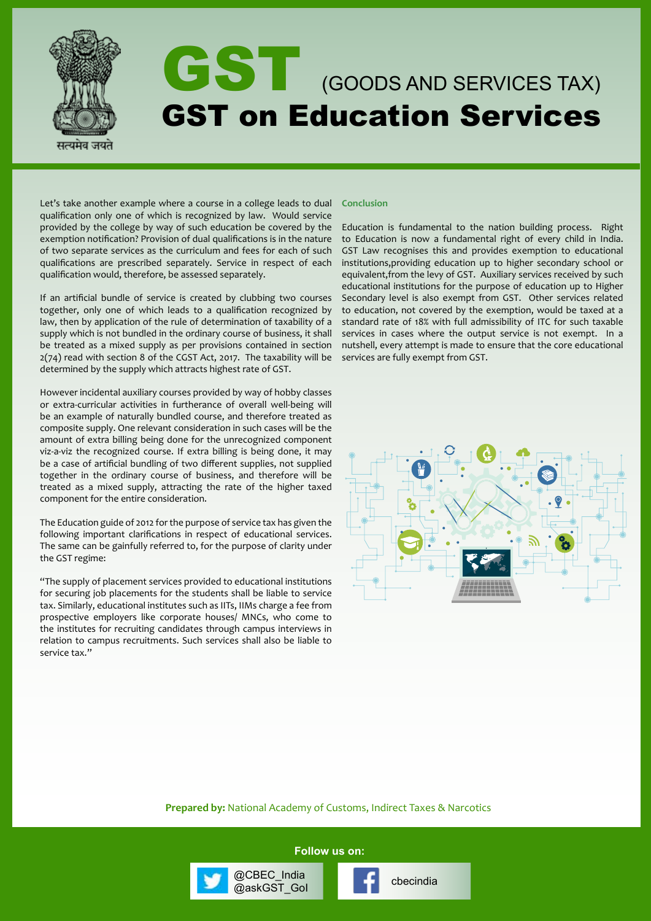# GST (GOODS AND SERVICES TAX)

# GST on Education Services

Let's take another example where a course in a college leads to dual qualification only one of which is recognized by law. Would service provided by the college by way of such education be covered by the exemption notification? Provision of dual qualifications is in the nature of two separate services as the curriculum and fees for each of such qualifications are prescribed separately. Service in respect of each qualification would, therefore, be assessed separately.

If an artificial bundle of service is created by clubbing two courses together, only one of which leads to a qualification recognized by law, then by application of the rule of determination of taxability of a supply which is not bundled in the ordinary course of business, it shall be treated as a mixed supply as per provisions contained in section 2(74) read with section 8 of the CGST Act, 2017. The taxability will be determined by the supply which attracts highest rate of GST.

However incidental auxiliary courses provided by way of hobby classes or extra-curricular activities in furtherance of overall well-being will be an example of naturally bundled course, and therefore treated as composite supply. One relevant consideration in such cases will be the amount of extra billing being done for the unrecognized component viz-a-viz the recognized course. If extra billing is being done, it may be a case of artificial bundling of two different supplies, not supplied together in the ordinary course of business, and therefore will be treated as a mixed supply, attracting the rate of the higher taxed component for the entire consideration.

The Education guide of 2012 for the purpose of service tax has given the following important clarifications in respect of educational services. The same can be gainfully referred to, for the purpose of clarity under the GST regime:

"The supply of placement services provided to educational institutions for securing job placements for the students shall be liable to service tax. Similarly, educational institutes such as IITs, IIMs charge a fee from prospective employers like corporate houses/ MNCs, who come to the institutes for recruiting candidates through campus interviews in relation to campus recruitments. Such services shall also be liable to service tax."

### Conclusion

Education is fundamental to the nation building process. Right to Education is now a fundamental right of every child in India. GST Law recognises this and provides exemption to educational institutions,providing education up to higher secondary school or equivalent,from the levy of GST. Auxiliary services received by such educational institutions for the purpose of education up to Higher Secondary level is also exempt from GST. Other services related to education, not covered by the exemption, would be taxed at a standard rate of 18% with full admissibility of ITC for such taxable services in cases where the output service is not exempt. In a nutshell, every attempt is made to ensure that the core educational services are fully exempt from GST.

**Prepared by:** National Academy of Customs, Indirect Taxes & Narcotics

**Follow us on:**

@CBEC_India
@askGST_GoI

cbecindia